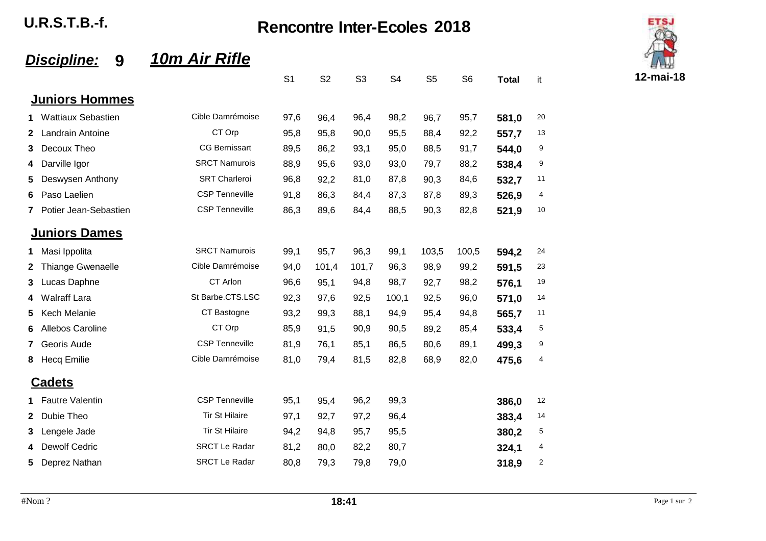# U.R.S.T.B.-f.

## Rencontre Inter-Ecoles 2018

**12-mai-18**

### *Discipline:* 9 *10m Air Rifle*

| | | | S1 | S2 | S3 | S4 | S5 | S6 | Total | it |
|---|---|---|---|---|---|---|---|---|---|---|
| **Juniors Hommes** | | | | | | | | | | |
| 1 | Wattiaux Sebastien | Cible Damrémoise | 97,6 | 96,4 | 96,4 | 98,2 | 96,7 | 95,7 | **581,0** | 20 |
| 2 | Landrain Antoine | CT Orp | 95,8 | 95,8 | 90,0 | 95,5 | 88,4 | 92,2 | **557,7** | 13 |
| 3 | Decoux Theo | CG Bernissart | 89,5 | 86,2 | 93,1 | 95,0 | 88,5 | 91,7 | **544,0** | 9 |
| 4 | Darville Igor | SRCT Namurois | 88,9 | 95,6 | 93,0 | 93,0 | 79,7 | 88,2 | **538,4** | 9 |
| 5 | Deswysen Anthony | SRT Charleroi | 96,8 | 92,2 | 81,0 | 87,8 | 90,3 | 84,6 | **532,7** | 11 |
| 6 | Paso Laelien | CSP Tenneville | 91,8 | 86,3 | 84,4 | 87,3 | 87,8 | 89,3 | **526,9** | 4 |
| 7 | Potier Jean-Sebastien | CSP Tenneville | 86,3 | 89,6 | 84,4 | 88,5 | 90,3 | 82,8 | **521,9** | 10 |
| **Juniors Dames** | | | | | | | | | | |
| 1 | Masi Ippolita | SRCT Namurois | 99,1 | 95,7 | 96,3 | 99,1 | 103,5 | 100,5 | **594,2** | 24 |
| 2 | Thiange Gwenaelle | Cible Damrémoise | 94,0 | 101,4 | 101,7 | 96,3 | 98,9 | 99,2 | **591,5** | 23 |
| 3 | Lucas Daphne | CT Arlon | 96,6 | 95,1 | 94,8 | 98,7 | 92,7 | 98,2 | **576,1** | 19 |
| 4 | Walraff Lara | St Barbe.CTS.LSC | 92,3 | 97,6 | 92,5 | 100,1 | 92,5 | 96,0 | **571,0** | 14 |
| 5 | Kech Melanie | CT Bastogne | 93,2 | 99,3 | 88,1 | 94,9 | 95,4 | 94,8 | **565,7** | 11 |
| 6 | Allebos Caroline | CT Orp | 85,9 | 91,5 | 90,9 | 90,5 | 89,2 | 85,4 | **533,4** | 5 |
| 7 | Georis Aude | CSP Tenneville | 81,9 | 76,1 | 85,1 | 86,5 | 80,6 | 89,1 | **499,3** | 9 |
| 8 | Hecq Emilie | Cible Damrémoise | 81,0 | 79,4 | 81,5 | 82,8 | 68,9 | 82,0 | **475,6** | 4 |
| **Cadets** | | | | | | | | | | |
| 1 | Fautre Valentin | CSP Tenneville | 95,1 | 95,4 | 96,2 | 99,3 | | | **386,0** | 12 |
| 2 | Dubie Theo | Tir St Hilaire | 97,1 | 92,7 | 97,2 | 96,4 | | | **383,4** | 14 |
| 3 | Lengele Jade | Tir St Hilaire | 94,2 | 94,8 | 95,7 | 95,5 | | | **380,2** | 5 |
| 4 | Dewolf Cedric | SRCT Le Radar | 81,2 | 80,0 | 82,2 | 80,7 | | | **324,1** | 4 |
| 5 | Deprez Nathan | SRCT Le Radar | 80,8 | 79,3 | 79,8 | 79,0 | | | **318,9** | 2 |

#Nom ? **18:41**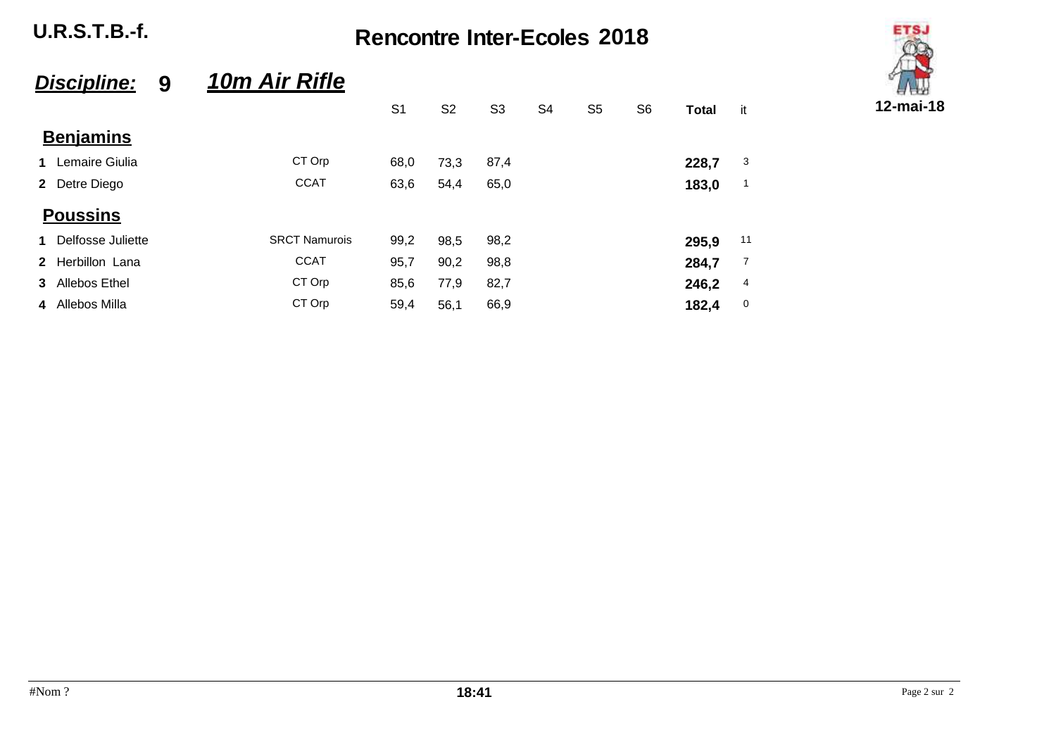**U.R.S.T.B.-f.**

# Rencontre Inter-Ecoles 2018

## *Discipline:* 9 *10m Air Rifle*

**12-mai-18**

| | | | S1 | S2 | S3 | S4 | S5 | S6 | Total | it |
|---|---|---|---|---|---|---|---|---|---|---|
| **Benjamins** | | | | | | | | | | |
| **1** | Lemaire Giulia | CT Orp | 68,0 | 73,3 | 87,4 | | | | **228,7** | 3 |
| **2** | Detre Diego | CCAT | 63,6 | 54,4 | 65,0 | | | | **183,0** | 1 |
| **Poussins** | | | | | | | | | | |
| **1** | Delfosse Juliette | SRCT Namurois | 99,2 | 98,5 | 98,2 | | | | **295,9** | 11 |
| **2** | Herbillon Lana | CCAT | 95,7 | 90,2 | 98,8 | | | | **284,7** | 7 |
| **3** | Allebos Ethel | CT Orp | 85,6 | 77,9 | 82,7 | | | | **246,2** | 4 |
| **4** | Allebos Milla | CT Orp | 59,4 | 56,1 | 66,9 | | | | **182,4** | 0 |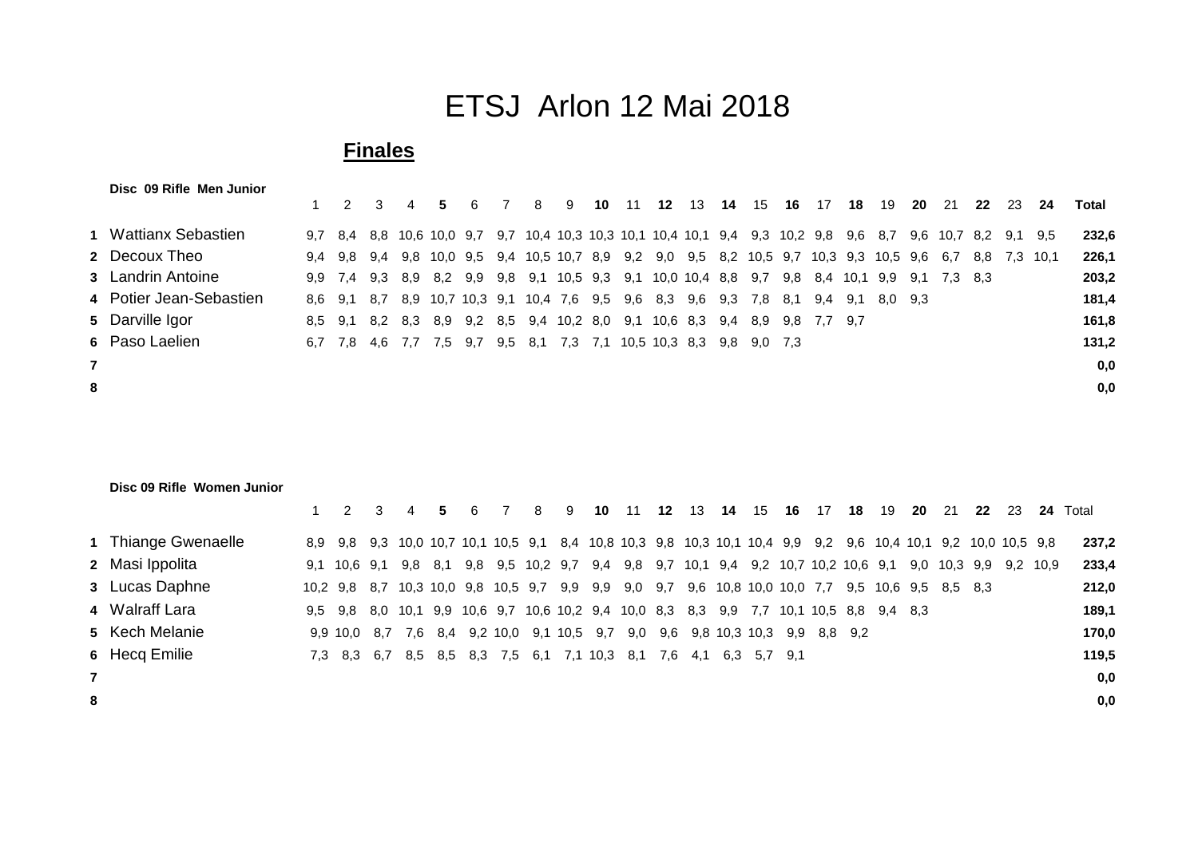# ETSJ Arlon 12 Mai 2018

## **Finales**

**Disc 09 Rifle Men Junior**

| | | 1 | 2 | 3 | 4 | 5 | 6 | 7 | 8 | 9 | 10 | 11 | 12 | 13 | 14 | 15 | 16 | 17 | 18 | 19 | 20 | 21 | 22 | 23 | 24 | Total |
|---|---|---|---|---|---|---|---|---|---|---|---|---|---|---|---|---|---|---|---|---|---|---|---|---|---|---|
| **1** | Wattianx Sebastien | 9,7 | 8,4 | 8,8 | 10,6 | 10,0 | 9,7 | 9,7 | 10,4 | 10,3 | 10,3 | 10,1 | 10,4 | 10,1 | 9,4 | 9,3 | 10,2 | 9,8 | 9,6 | 8,7 | 9,6 | 10,7 | 8,2 | 9,1 | 9,5 | **232,6** |
| **2** | Decoux Theo | 9,4 | 9,8 | 9,4 | 9,8 | 10,0 | 9,5 | 9,4 | 10,5 | 10,7 | 8,9 | 9,2 | 9,0 | 9,5 | 8,2 | 10,5 | 9,7 | 10,3 | 9,3 | 10,5 | 9,6 | 6,7 | 8,8 | 7,3 | 10,1 | **226,1** |
| **3** | Landrin Antoine | 9,9 | 7,4 | 9,3 | 8,9 | 8,2 | 9,9 | 9,8 | 9,1 | 10,5 | 9,3 | 9,1 | 10,0 | 10,4 | 8,8 | 9,7 | 9,8 | 8,4 | 10,1 | 9,9 | 9,1 | 7,3 | 8,3 | | | **203,2** |
| **4** | Potier Jean-Sebastien | 8,6 | 9,1 | 8,7 | 8,9 | 10,7 | 10,3 | 9,1 | 10,4 | 7,6 | 9,5 | 9,6 | 8,3 | 9,6 | 9,3 | 7,8 | 8,1 | 9,4 | 9,1 | 8,0 | 9,3 | | | | | **181,4** |
| **5** | Darville Igor | 8,5 | 9,1 | 8,2 | 8,3 | 8,9 | 9,2 | 8,5 | 9,4 | 10,2 | 8,0 | 9,1 | 10,6 | 8,3 | 9,4 | 8,9 | 9,8 | 7,7 | 9,7 | | | | | | | **161,8** |
| **6** | Paso Laelien | 6,7 | 7,8 | 4,6 | 7,7 | 7,5 | 9,7 | 9,5 | 8,1 | 7,3 | 7,1 | 10,5 | 10,3 | 8,3 | 9,8 | 9,0 | 7,3 | | | | | | | | | **131,2** |
| **7** | | | | | | | | | | | | | | | | | | | | | | | | | | **0,0** |
| **8** | | | | | | | | | | | | | | | | | | | | | | | | | | **0,0** |

**Disc 09 Rifle Women Junior**

| | | 1 | 2 | 3 | 4 | 5 | 6 | 7 | 8 | 9 | 10 | 11 | 12 | 13 | 14 | 15 | 16 | 17 | 18 | 19 | 20 | 21 | 22 | 23 | 24 | Total |
|---|---|---|---|---|---|---|---|---|---|---|---|---|---|---|---|---|---|---|---|---|---|---|---|---|---|---|
| **1** | Thiange Gwenaelle | 8,9 | 9,8 | 9,3 | 10,0 | 10,7 | 10,1 | 10,5 | 9,1 | 8,4 | 10,8 | 10,3 | 9,8 | 10,3 | 10,1 | 10,4 | 9,9 | 9,2 | 9,6 | 10,4 | 10,1 | 9,2 | 10,0 | 10,5 | 9,8 | **237,2** |
| **2** | Masi Ippolita | 9,1 | 10,6 | 9,1 | 9,8 | 8,1 | 9,8 | 9,5 | 10,2 | 9,7 | 9,4 | 9,8 | 9,7 | 10,1 | 9,4 | 9,2 | 10,7 | 10,2 | 10,6 | 9,1 | 9,0 | 10,3 | 9,9 | 9,2 | 10,9 | **233,4** |
| **3** | Lucas Daphne | 10,2 | 9,8 | 8,7 | 10,3 | 10,0 | 9,8 | 10,5 | 9,7 | 9,9 | 9,9 | 9,0 | 9,7 | 9,6 | 10,8 | 10,0 | 10,0 | 7,7 | 9,5 | 10,6 | 9,5 | 8,5 | 8,3 | | | **212,0** |
| **4** | Walraff Lara | 9,5 | 9,8 | 8,0 | 10,1 | 9,9 | 10,6 | 9,7 | 10,6 | 10,2 | 9,4 | 10,0 | 8,3 | 8,3 | 9,9 | 7,7 | 10,1 | 10,5 | 8,8 | 9,4 | 8,3 | | | | | **189,1** |
| **5** | Kech Melanie | 9,9 | 10,0 | 8,7 | 7,6 | 8,4 | 9,2 | 10,0 | 9,1 | 10,5 | 9,7 | 9,0 | 9,6 | 9,8 | 10,3 | 10,3 | 9,9 | 8,8 | 9,2 | | | | | | | **170,0** |
| **6** | Hecq Emilie | 7,3 | 8,3 | 6,7 | 8,5 | 8,5 | 8,3 | 7,5 | 6,1 | 7,1 | 10,3 | 8,1 | 7,6 | 4,1 | 6,3 | 5,7 | 9,1 | | | | | | | | | **119,5** |
| **7** | | | | | | | | | | | | | | | | | | | | | | | | | | **0,0** |
| **8** | | | | | | | | | | | | | | | | | | | | | | | | | | **0,0** |